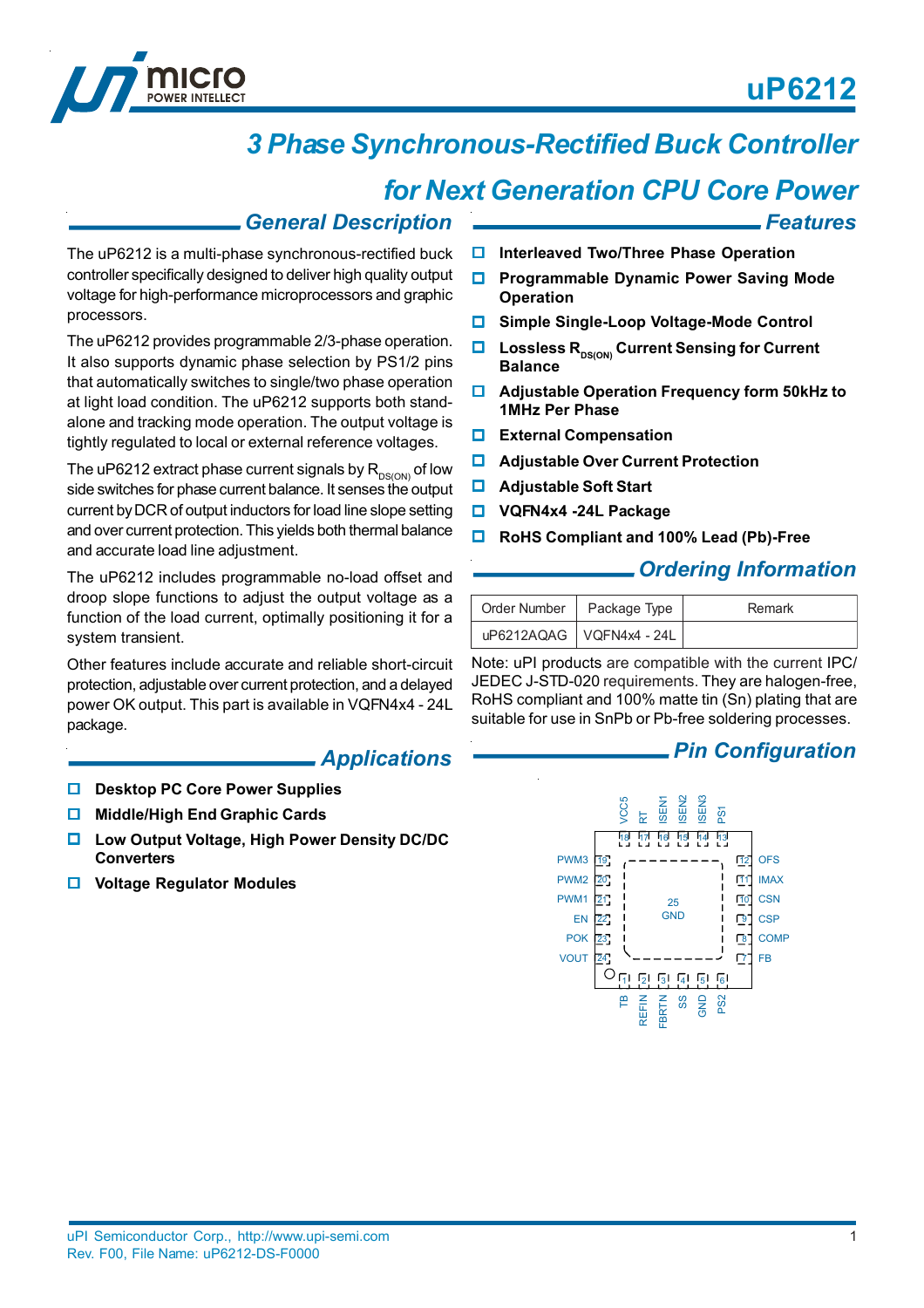# uP6212

## 3 Phase Synchronous-Rectified Buck Controller for Next Generation CPU Core Power

## General Description

The uP6212 is a multi-phase synchronous-rectified buck controller specifically designed to deliver high quality output voltage for high-performance microprocessors and graphic processors.

The uP6212 provides programmable 2/3-phase operation. It also supports dynamic phase selection by PS1/2 pins that automatically switches to single/two phase operation at light load condition. The uP6212 supports both stand-alone and tracking mode operation. The output voltage is tightly regulated to local or external reference voltages.

The uP6212 extract phase current signals by $R_{DS(ON)}$ of low side switches for phase current balance. It senses the output current by DCR of output inductors for load line slope setting and over current protection. This yields both thermal balance and accurate load line adjustment.

The uP6212 includes programmable no-load offset and droop slope functions to adjust the output voltage as a function of the load current, optimally positioning it for a system transient.

Other features include accurate and reliable short-circuit protection, adjustable over current protection, and a delayed power OK output. This part is available in VQFN4x4 - 24L package.

## Applications

- **Desktop PC Core Power Supplies**
- **Middle/High End Graphic Cards**
- **Low Output Voltage, High Power Density DC/DC Converters**
- **Voltage Regulator Modules**

## Features

- **Interleaved Two/Three Phase Operation**
- **Programmable Dynamic Power Saving Mode Operation**
- **Simple Single-Loop Voltage-Mode Control**
- **Lossless $R_{DS(ON)}$ Current Sensing for Current Balance**
- **Adjustable Operation Frequency form 50kHz to 1MHz Per Phase**
- **External Compensation**
- **Adjustable Over Current Protection**
- **Adjustable Soft Start**
- **VQFN4x4 -24L Package**
- **RoHS Compliant and 100% Lead (Pb)-Free**

## Ordering Information

| Order Number | Package Type | Remark |
|---|---|---|
| uP6212AQAG | VQFN4x4 - 24L | |

Note: uPI products are compatible with the current IPC/JEDEC J-STD-020 requirements. They are halogen-free, RoHS compliant and 100% matte tin (Sn) plating that are suitable for use in SnPb or Pb-free soldering processes.

## Pin Configuration

| Pin | Name | Pin | Name |
|---|---|---|---|
| 1 | TB | 13 | PS1 |
| 2 | REFIN | 14 | ISEN3 |
| 3 | FBRTN | 15 | ISEN2 |
| 4 | SS | 16 | ISEN1 |
| 5 | GND | 17 | RT |
| 6 | PS2 | 18 | VCC5 |
| 7 | FB | 19 | PWM3 |
| 8 | COMP | 20 | PWM2 |
| 9 | CSP | 21 | PWM1 |
| 10 | CSN | 22 | EN |
| 11 | IMAX | 23 | POK |
| 12 | OFS | 24 | VOUT |
| 25 | GND | | |

uPI Semiconductor Corp., http://www.upi-semi.com
Rev. F00, File Name: uP6212-DS-F0000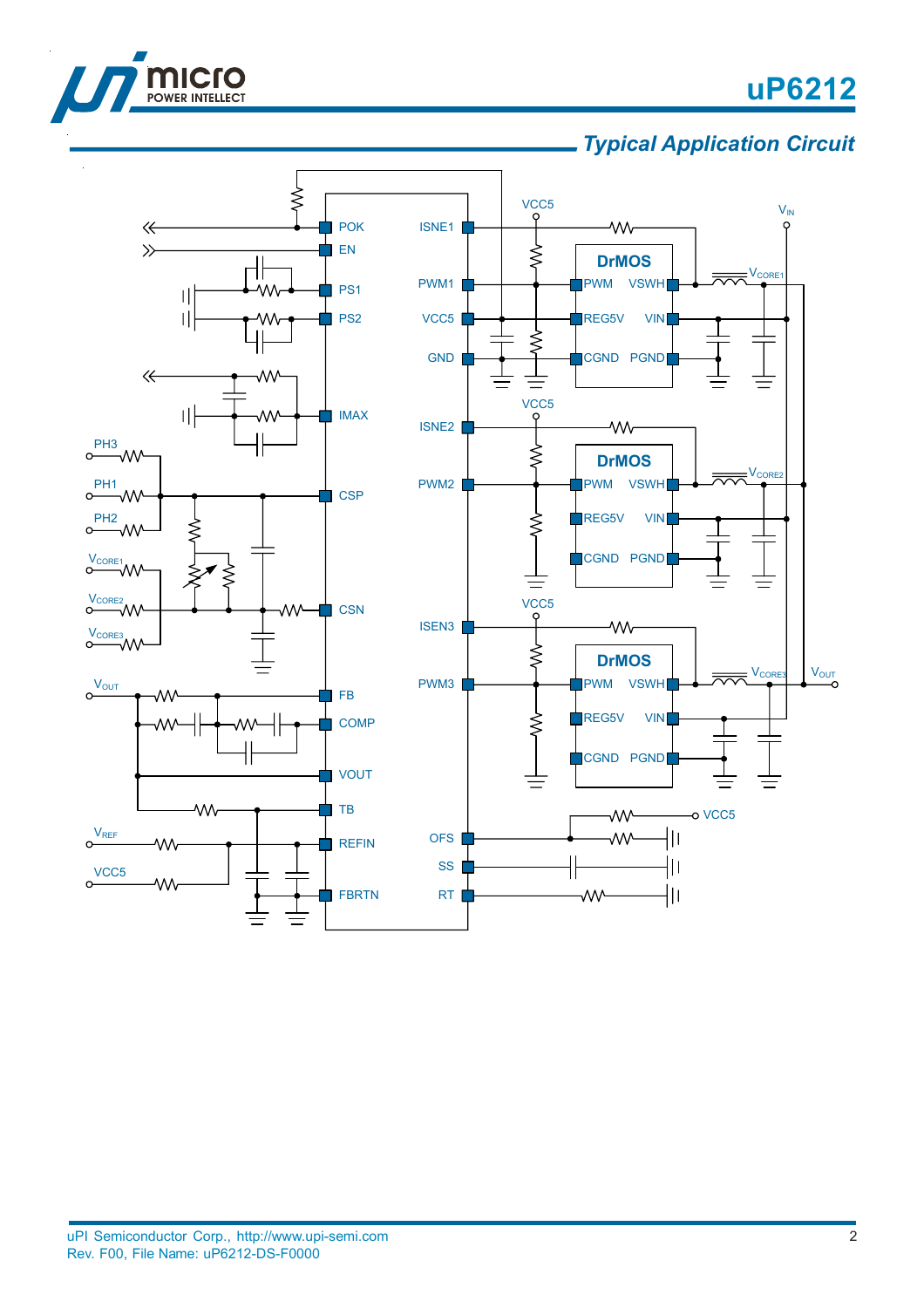## Typical Application Circuit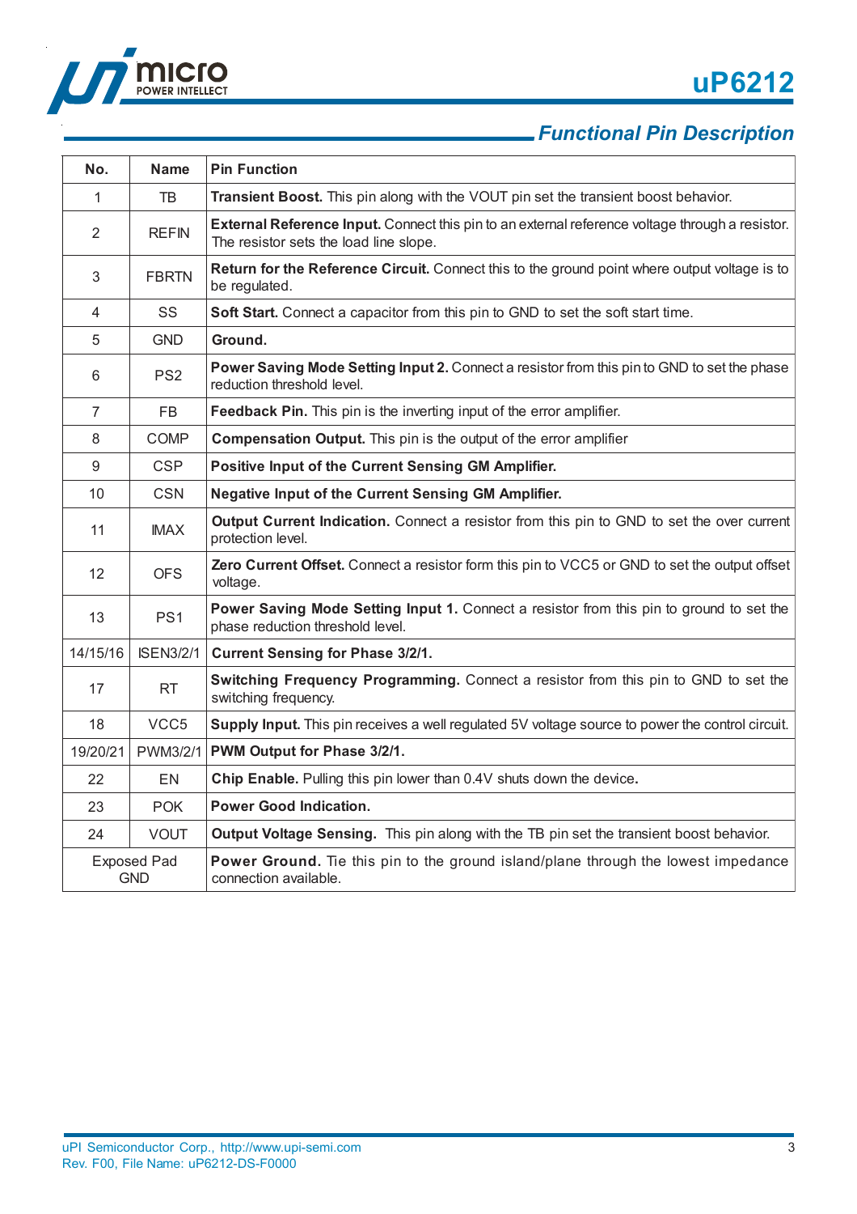## Functional Pin Description

| No. | Name | Pin Function |
|---|---|---|
| 1 | TB | **Transient Boost.** This pin along with the VOUT pin set the transient boost behavior. |
| 2 | REFIN | **External Reference Input.** Connect this pin to an external reference voltage through a resistor. The resistor sets the load line slope. |
| 3 | FBRTN | **Return for the Reference Circuit.** Connect this to the ground point where output voltage is to be regulated. |
| 4 | SS | **Soft Start.** Connect a capacitor from this pin to GND to set the soft start time. |
| 5 | GND | **Ground.** |
| 6 | PS2 | **Power Saving Mode Setting Input 2.** Connect a resistor from this pin to GND to set the phase reduction threshold level. |
| 7 | FB | **Feedback Pin.** This pin is the inverting input of the error amplifier. |
| 8 | COMP | **Compensation Output.** This pin is the output of the error amplifier |
| 9 | CSP | **Positive Input of the Current Sensing GM Amplifier.** |
| 10 | CSN | **Negative Input of the Current Sensing GM Amplifier.** |
| 11 | IMAX | **Output Current Indication.** Connect a resistor from this pin to GND to set the over current protection level. |
| 12 | OFS | **Zero Current Offset.** Connect a resistor form this pin to VCC5 or GND to set the output offset voltage. |
| 13 | PS1 | **Power Saving Mode Setting Input 1.** Connect a resistor from this pin to ground to set the phase reduction threshold level. |
| 14/15/16 | ISEN3/2/1 | **Current Sensing for Phase 3/2/1.** |
| 17 | RT | **Switching Frequency Programming.** Connect a resistor from this pin to GND to set the switching frequency. |
| 18 | VCC5 | **Supply Input.** This pin receives a well regulated 5V voltage source to power the control circuit. |
| 19/20/21 | PWM3/2/1 | **PWM Output for Phase 3/2/1.** |
| 22 | EN | **Chip Enable.** Pulling this pin lower than 0.4V shuts down the device. |
| 23 | POK | **Power Good Indication.** |
| 24 | VOUT | **Output Voltage Sensing.** This pin along with the TB pin set the transient boost behavior. |
| Exposed Pad GND | | **Power Ground.** Tie this pin to the ground island/plane through the lowest impedance connection available. |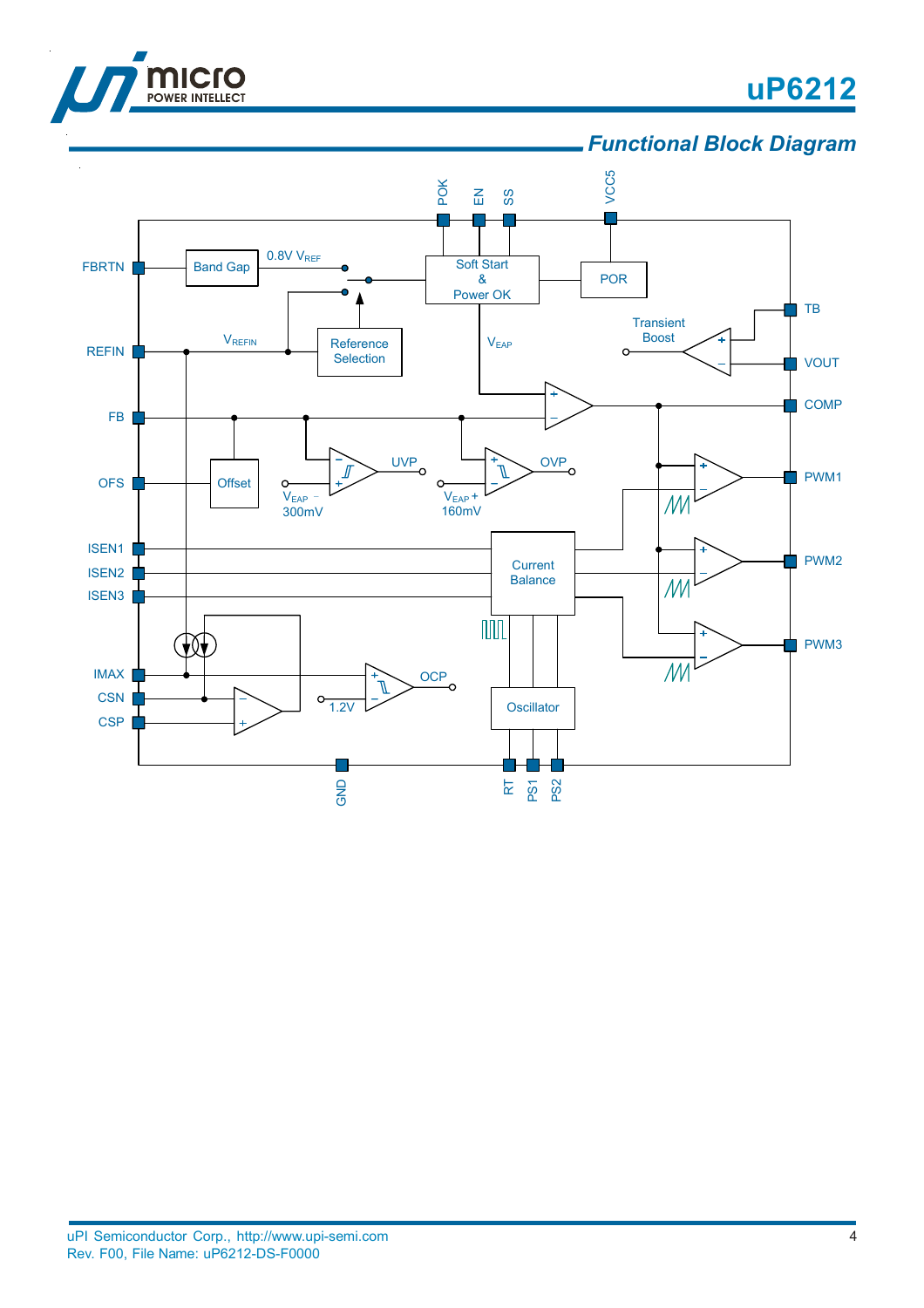## Functional Block Diagram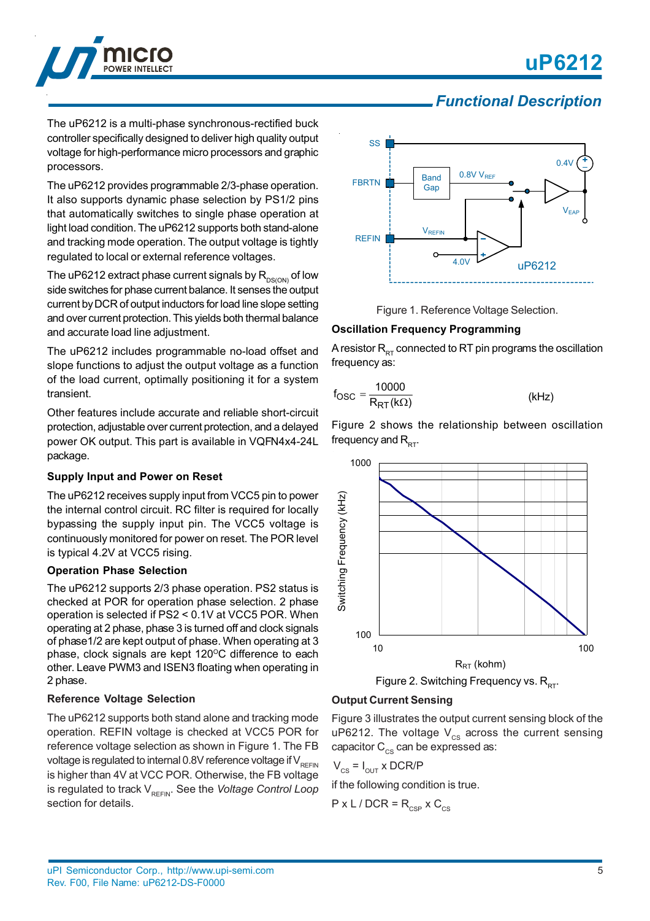## Functional Description

The uP6212 is a multi-phase synchronous-rectified buck controller specifically designed to deliver high quality output voltage for high-performance micro processors and graphic processors.

The uP6212 provides programmable 2/3-phase operation. It also supports dynamic phase selection by PS1/2 pins that automatically switches to single phase operation at light load condition. The uP6212 supports both stand-alone and tracking mode operation. The output voltage is tightly regulated to local or external reference voltages.

The uP6212 extract phase current signals by $R_{DS(ON)}$ of low side switches for phase current balance. It senses the output current by DCR of output inductors for load line slope setting and over current protection. This yields both thermal balance and accurate load line adjustment.

The uP6212 includes programmable no-load offset and slope functions to adjust the output voltage as a function of the load current, optimally positioning it for a system transient.

Other features include accurate and reliable short-circuit protection, adjustable over current protection, and a delayed power OK output. This part is available in VQFN4x4-24L package.

### Supply Input and Power on Reset

The uP6212 receives supply input from VCC5 pin to power the internal control circuit. RC filter is required for locally bypassing the supply input pin. The VCC5 voltage is continuously monitored for power on reset. The POR level is typical 4.2V at VCC5 rising.

### Operation Phase Selection

The uP6212 supports 2/3 phase operation. PS2 status is checked at POR for operation phase selection. 2 phase operation is selected if PS2 < 0.1V at VCC5 POR. When operating at 2 phase, phase 3 is turned off and clock signals of phase1/2 are kept output of phase. When operating at 3 phase, clock signals are kept 120$^{O}$C difference to each other. Leave PWM3 and ISEN3 floating when operating in 2 phase.

### Reference Voltage Selection

The uP6212 supports both stand alone and tracking mode operation. REFIN voltage is checked at VCC5 POR for reference voltage selection as shown in Figure 1. The FB voltage is regulated to internal 0.8V reference voltage if $V_{REFIN}$ is higher than 4V at VCC POR. Otherwise, the FB voltage is regulated to track $V_{REFIN}$. See the *Voltage Control Loop* section for details.

Figure 1. Reference Voltage Selection.

### Oscillation Frequency Programming

A resistor $R_{RT}$ connected to RT pin programs the oscillation frequency as:

$$f_{OSC} = \frac{10000}{R_{RT}(k\Omega)} \quad (kHz)$$

Figure 2 shows the relationship between oscillation frequency and $R_{RT}$.

Figure 2. Switching Frequency vs. $R_{RT}$.

### Output Current Sensing

Figure 3 illustrates the output current sensing block of the uP6212. The voltage $V_{CS}$ across the current sensing capacitor $C_{CS}$ can be expressed as:

$V_{CS} = I_{OUT} \times DCR/P$

if the following condition is true.

$P \times L / DCR = R_{CSP} \times C_{CS}$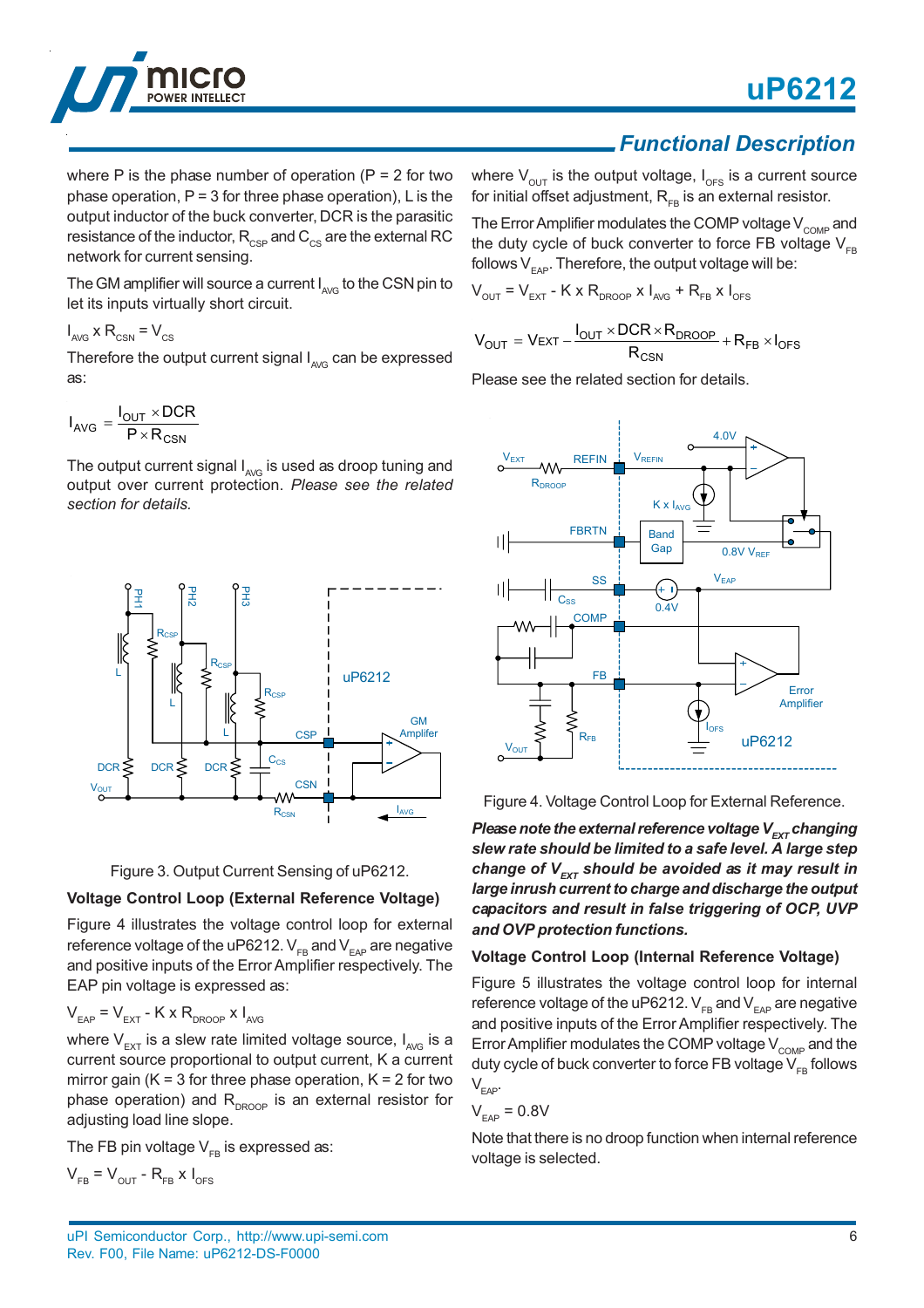## Functional Description

where P is the phase number of operation (P = 2 for two phase operation, P = 3 for three phase operation), L is the output inductor of the buck converter, DCR is the parasitic resistance of the inductor, $R_{CSP}$ and $C_{CS}$ are the external RC network for current sensing.

The GM amplifier will source a current $I_{AVG}$ to the CSN pin to let its inputs virtually short circuit.

$I_{AVG} \times R_{CSN} = V_{CS}$

Therefore the output current signal $I_{AVG}$ can be expressed as:

$$I_{AVG} = \frac{I_{OUT} \times DCR}{P \times R_{CSN}}$$

The output current signal $I_{AVG}$ is used as droop tuning and output over current protection. *Please see the related section for details.*

Figure 3. Output Current Sensing of uP6212.

### Voltage Control Loop (External Reference Voltage)

Figure 4 illustrates the voltage control loop for external reference voltage of the uP6212. $V_{FB}$ and $V_{EAP}$ are negative and positive inputs of the Error Amplifier respectively. The EAP pin voltage is expressed as:

$V_{EAP} = V_{EXT} - K \times R_{DROOP} \times I_{AVG}$

where $V_{EXT}$ is a slew rate limited voltage source, $I_{AVG}$ is a current source proportional to output current, K a current mirror gain (K = 3 for three phase operation, K = 2 for two phase operation) and $R_{DROOP}$ is an external resistor for adjusting load line slope.

The FB pin voltage $V_{FB}$ is expressed as:

$V_{FB} = V_{OUT} - R_{FB} \times I_{OFS}$

where $V_{OUT}$ is the output voltage, $I_{OFS}$ is a current source for initial offset adjustment, $R_{FB}$ is an external resistor.

The Error Amplifier modulates the COMP voltage $V_{COMP}$ and the duty cycle of buck converter to force FB voltage $V_{FB}$ follows $V_{EAP}$. Therefore, the output voltage will be:

$V_{OUT} = V_{EXT} - K \times R_{DROOP} \times I_{AVG} + R_{FB} \times I_{OFS}$

$$V_{OUT} = V_{EXT} - \frac{I_{OUT} \times DCR \times R_{DROOP}}{R_{CSN}} + R_{FB} \times I_{OFS}$$

Please see the related section for details.

Figure 4. Voltage Control Loop for External Reference.

***Please note the external reference voltage $V_{EXT}$ changing slew rate should be limited to a safe level. A large step change of $V_{EXT}$ should be avoided as it may result in large inrush current to charge and discharge the output capacitors and result in false triggering of OCP, UVP and OVP protection functions.***

### Voltage Control Loop (Internal Reference Voltage)

Figure 5 illustrates the voltage control loop for internal reference voltage of the uP6212. $V_{FB}$ and $V_{EAP}$ are negative and positive inputs of the Error Amplifier respectively. The Error Amplifier modulates the COMP voltage $V_{COMP}$ and the duty cycle of buck converter to force FB voltage $V_{FB}$ follows $V_{EAP}$.

$V_{EAP} = 0.8V$

Note that there is no droop function when internal reference voltage is selected.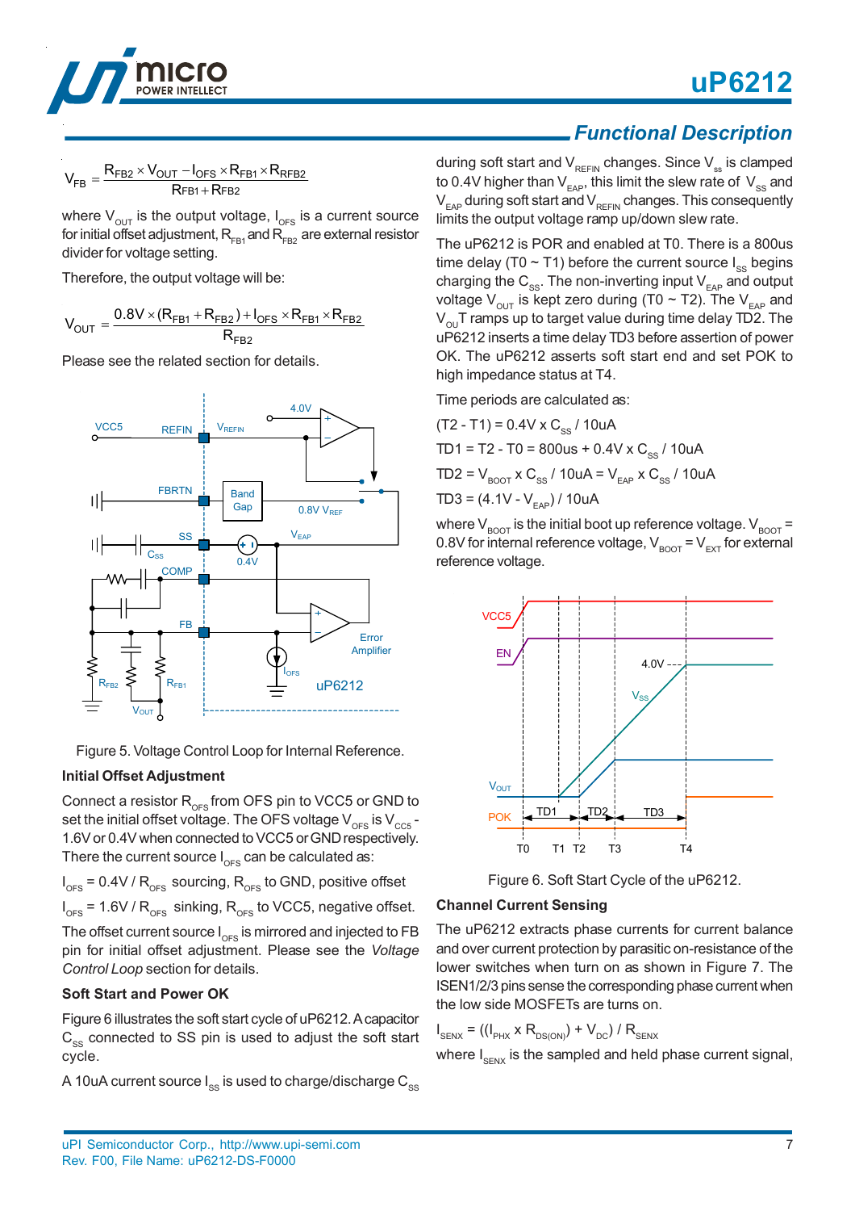## Functional Description

$$V_{FB} = \frac{R_{FB2} \times V_{OUT} - I_{OFS} \times R_{FB1} \times R_{RFB2}}{R_{FB1} + R_{FB2}}$$

where $V_{OUT}$ is the output voltage, $I_{OFS}$ is a current source for initial offset adjustment, $R_{FB1}$ and $R_{FB2}$ are external resistor divider for voltage setting.

Therefore, the output voltage will be:

$$V_{OUT} = \frac{0.8V \times (R_{FB1} + R_{FB2}) + I_{OFS} \times R_{FB1} \times R_{FB2}}{R_{FB2}}$$

Please see the related section for details.

Figure 5. Voltage Control Loop for Internal Reference.

### Initial Offset Adjustment

Connect a resistor $R_{OFS}$ from OFS pin to VCC5 or GND to set the initial offset voltage. The OFS voltage $V_{OFS}$ is $V_{CC5}$ - 1.6V or 0.4V when connected to VCC5 or GND respectively. There the current source $I_{OFS}$ can be calculated as:

$I_{OFS}$ = 0.4V / $R_{OFS}$ sourcing, $R_{OFS}$ to GND, positive offset

$I_{OFS}$ = 1.6V / $R_{OFS}$ sinking, $R_{OFS}$ to VCC5, negative offset.

The offset current source $I_{OFS}$ is mirrored and injected to FB pin for initial offset adjustment. Please see the *Voltage Control Loop* section for details.

### Soft Start and Power OK

Figure 6 illustrates the soft start cycle of uP6212. A capacitor $C_{SS}$ connected to SS pin is used to adjust the soft start cycle.

A 10uA current source $I_{SS}$ is used to charge/discharge $C_{SS}$ during soft start and $V_{REFIN}$ changes. Since $V_{ss}$ is clamped to 0.4V higher than $V_{EAP}$, this limit the slew rate of $V_{SS}$ and $V_{EAP}$ during soft start and $V_{REFIN}$ changes. This consequently limits the output voltage ramp up/down slew rate.

The uP6212 is POR and enabled at T0. There is a 800us time delay (T0 ~ T1) before the current source $I_{SS}$ begins charging the $C_{SS}$. The non-inverting input $V_{EAP}$ and output voltage $V_{OUT}$ is kept zero during (T0 ~ T2). The $V_{EAP}$ and $V_{OUT}$ ramps up to target value during time delay TD2. The uP6212 inserts a time delay TD3 before assertion of power OK. The uP6212 asserts soft start end and set POK to high impedance status at T4.

Time periods are calculated as:

(T2 - T1) = 0.4V x $C_{SS}$ / 10uA

TD1 = T2 - T0 = 800us + 0.4V x $C_{SS}$ / 10uA

TD2 = $V_{BOOT}$ x $C_{SS}$ / 10uA = $V_{EAP}$ x $C_{SS}$ / 10uA

TD3 = (4.1V - $V_{EAP}$) / 10uA

where $V_{BOOT}$ is the initial boot up reference voltage. $V_{BOOT}$ = 0.8V for internal reference voltage, $V_{BOOT}$ = $V_{EXT}$ for external reference voltage.

Figure 6. Soft Start Cycle of the uP6212.

### Channel Current Sensing

The uP6212 extracts phase currents for current balance and over current protection by parasitic on-resistance of the lower switches when turn on as shown in Figure 7. The ISEN1/2/3 pins sense the corresponding phase current when the low side MOSFETs are turns on.

$I_{SENX}$ = (($I_{PHX}$ x $R_{DS(ON)}$) + $V_{DC}$) / $R_{SENX}$

where $I_{SENX}$ is the sampled and held phase current signal,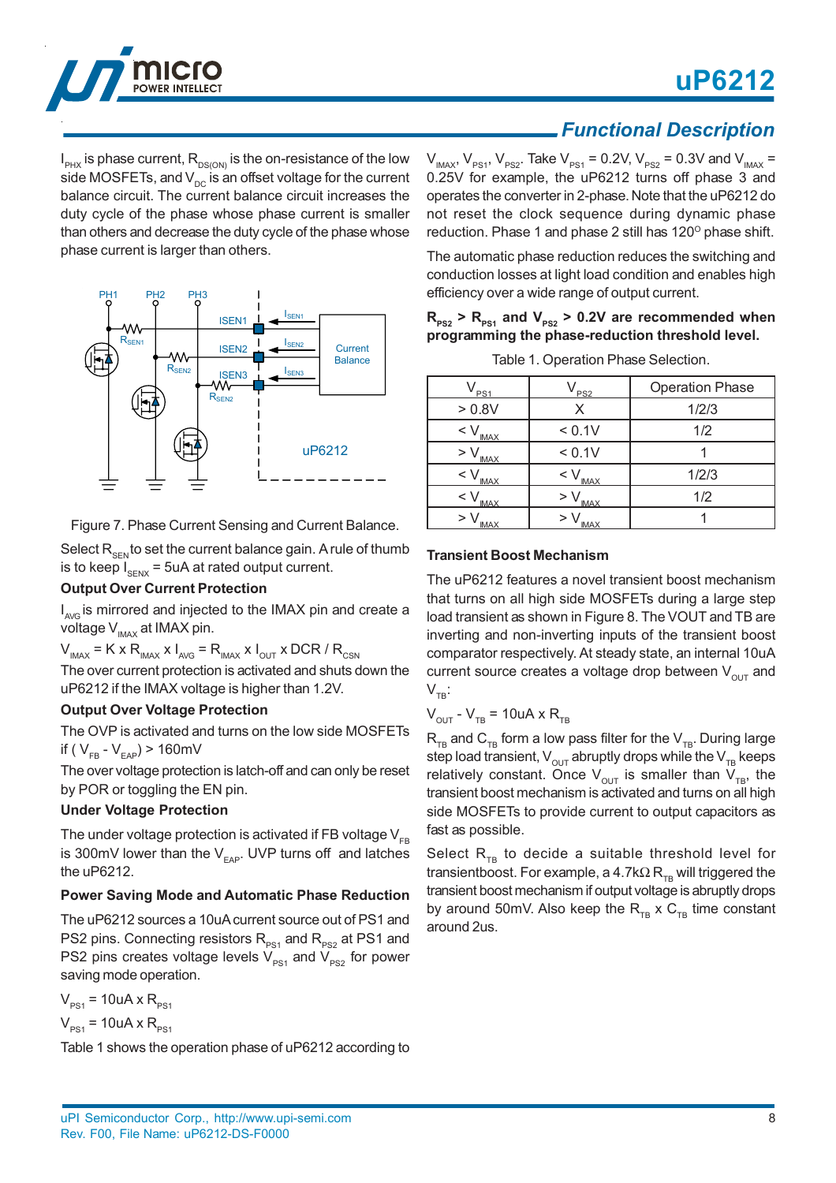## Functional Description

$I_{PHX}$ is phase current, $R_{DS(ON)}$ is the on-resistance of the low side MOSFETs, and $V_{DC}$ is an offset voltage for the current balance circuit. The current balance circuit increases the duty cycle of the phase whose phase current is smaller than others and decrease the duty cycle of the phase whose phase current is larger than others.

Figure 7. Phase Current Sensing and Current Balance.

Select $R_{SEN}$ to set the current balance gain. A rule of thumb is to keep $I_{SENX}$ = 5uA at rated output current.

### Output Over Current Protection

$I_{AVG}$ is mirrored and injected to the IMAX pin and create a voltage $V_{IMAX}$ at IMAX pin.

$$V_{IMAX} = K \times R_{IMAX} \times I_{AVG} = R_{IMAX} \times I_{OUT} \times DCR / R_{CSN}$$

The over current protection is activated and shuts down the uP6212 if the IMAX voltage is higher than 1.2V.

### Output Over Voltage Protection

The OVP is activated and turns on the low side MOSFETs if ( $V_{FB}$ - $V_{EAP}$) > 160mV

The over voltage protection is latch-off and can only be reset by POR or toggling the EN pin.

### Under Voltage Protection

The under voltage protection is activated if FB voltage $V_{FB}$ is 300mV lower than the $V_{EAP}$. UVP turns off and latches the uP6212.

### Power Saving Mode and Automatic Phase Reduction

The uP6212 sources a 10uA current source out of PS1 and PS2 pins. Connecting resistors $R_{PS1}$ and $R_{PS2}$ at PS1 and PS2 pins creates voltage levels $V_{PS1}$ and $V_{PS2}$ for power saving mode operation.

$$V_{PS1} = 10uA \times R_{PS1}$$

$$V_{PS1} = 10uA \times R_{PS1}$$

Table 1 shows the operation phase of uP6212 according to $V_{IMAX}$, $V_{PS1}$, $V_{PS2}$. Take $V_{PS1}$ = 0.2V, $V_{PS2}$ = 0.3V and $V_{IMAX}$ = 0.25V for example, the uP6212 turns off phase 3 and operates the converter in 2-phase. Note that the uP6212 do not reset the clock sequence during dynamic phase reduction. Phase 1 and phase 2 still has 120° phase shift.

The automatic phase reduction reduces the switching and conduction losses at light load condition and enables high efficiency over a wide range of output current.

**$R_{PS2}$ > $R_{PS1}$ and $V_{PS2}$ > 0.2V are recommended when programming the phase-reduction threshold level.**

Table 1. Operation Phase Selection.

| $V_{PS1}$ | $V_{PS2}$ | Operation Phase |
|---|---|---|
| > 0.8V | X | 1/2/3 |
| < $V_{IMAX}$ | < 0.1V | 1/2 |
| > $V_{IMAX}$ | < 0.1V | 1 |
| < $V_{IMAX}$ | < $V_{IMAX}$ | 1/2/3 |
| < $V_{IMAX}$ | > $V_{IMAX}$ | 1/2 |
| > $V_{IMAX}$ | > $V_{IMAX}$ | 1 |

### Transient Boost Mechanism

The uP6212 features a novel transient boost mechanism that turns on all high side MOSFETs during a large step load transient as shown in Figure 8. The VOUT and TB are inverting and non-inverting inputs of the transient boost comparator respectively. At steady state, an internal 10uA current source creates a voltage drop between $V_{OUT}$ and $V_{TB}$:

$$V_{OUT} - V_{TB} = 10uA \times R_{TB}$$

$R_{TB}$ and $C_{TB}$ form a low pass filter for the $V_{TB}$. During large step load transient, $V_{OUT}$ abruptly drops while the $V_{TB}$ keeps relatively constant. Once $V_{OUT}$ is smaller than $V_{TB}$, the transient boost mechanism is activated and turns on all high side MOSFETs to provide current to output capacitors as fast as possible.

Select $R_{TB}$ to decide a suitable threshold level for transientboost. For example, a 4.7kΩ $R_{TB}$ will triggered the transient boost mechanism if output voltage is abruptly drops by around 50mV. Also keep the $R_{TB}$ x $C_{TB}$ time constant around 2us.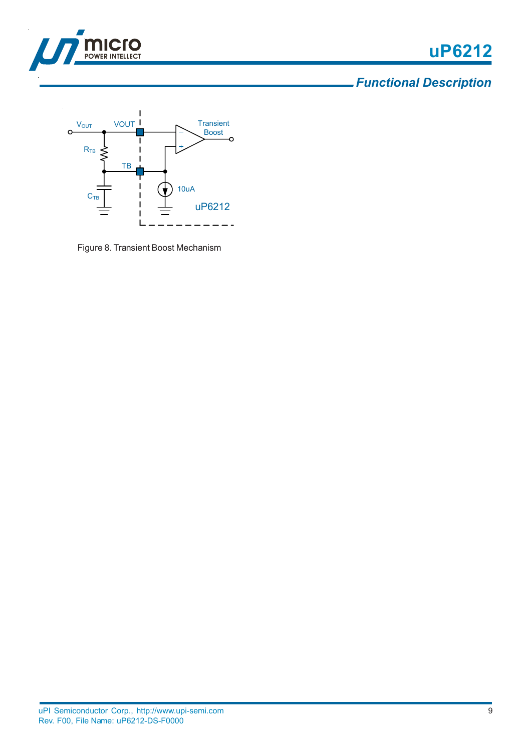## Functional Description

Figure 8. Transient Boost Mechanism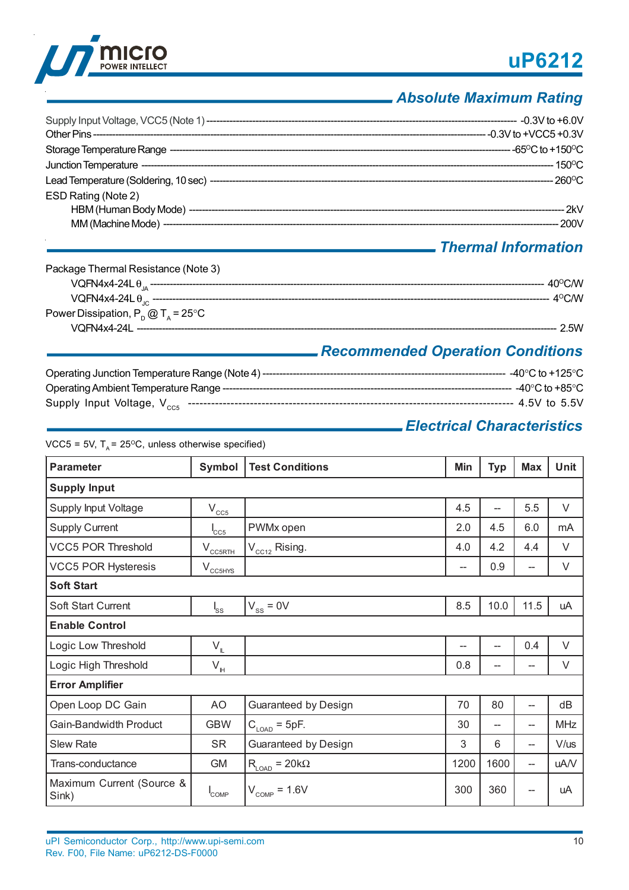## Absolute Maximum Rating

Supply Input Voltage, VCC5 (Note 1) ---------- -0.3V to +6.0V
Other Pins ---------- -0.3V to +VCC5 +0.3V
Storage Temperature Range ---------- -65°C to +150°C
Junction Temperature ---------- 150°C
Lead Temperature (Soldering, 10 sec) ---------- 260°C
ESD Rating (Note 2)
  HBM (Human Body Mode) ---------- 2kV
  MM (Machine Mode) ---------- 200V

## Thermal Information

Package Thermal Resistance (Note 3)
  VQFN4x4-24L $\theta_{JA}$ ---------- 40°C/W
  VQFN4x4-24L $\theta_{JC}$ ---------- 4°C/W
Power Dissipation, $P_D$ @ $T_A$ = 25°C
  VQFN4x4-24L ---------- 2.5W

## Recommended Operation Conditions

Operating Junction Temperature Range (Note 4) ---------- -40°C to +125°C
Operating Ambient Temperature Range ---------- -40°C to +85°C
Supply Input Voltage, $V_{CC5}$ ---------- 4.5V to 5.5V

## Electrical Characteristics

VCC5 = 5V, $T_A$ = 25°C, unless otherwise specified)

| Parameter | Symbol | Test Conditions | Min | Typ | Max | Unit |
|---|---|---|---|---|---|---|
| **Supply Input** | | | | | | |
| Supply Input Voltage | $V_{CC5}$ | | 4.5 | -- | 5.5 | V |
| Supply Current | $I_{CC5}$ | PWMx open | 2.0 | 4.5 | 6.0 | mA |
| VCC5 POR Threshold | $V_{CC5RTH}$ | $V_{CC12}$ Rising. | 4.0 | 4.2 | 4.4 | V |
| VCC5 POR Hysteresis | $V_{CC5HYS}$ | | -- | 0.9 | -- | V |
| **Soft Start** | | | | | | |
| Soft Start Current | $I_{SS}$ | $V_{SS}$ = 0V | 8.5 | 10.0 | 11.5 | uA |
| **Enable Control** | | | | | | |
| Logic Low Threshold | $V_{IL}$ | | -- | -- | 0.4 | V |
| Logic High Threshold | $V_{IH}$ | | 0.8 | -- | -- | V |
| **Error Amplifier** | | | | | | |
| Open Loop DC Gain | AO | Guaranteed by Design | 70 | 80 | -- | dB |
| Gain-Bandwidth Product | GBW | $C_{LOAD}$ = 5pF. | 30 | -- | -- | MHz |
| Slew Rate | SR | Guaranteed by Design | 3 | 6 | -- | V/us |
| Trans-conductance | GM | $R_{LOAD}$ = 20kΩ | 1200 | 1600 | -- | uA/V |
| Maximum Current (Source & Sink) | $I_{COMP}$ | $V_{COMP}$ = 1.6V | 300 | 360 | -- | uA |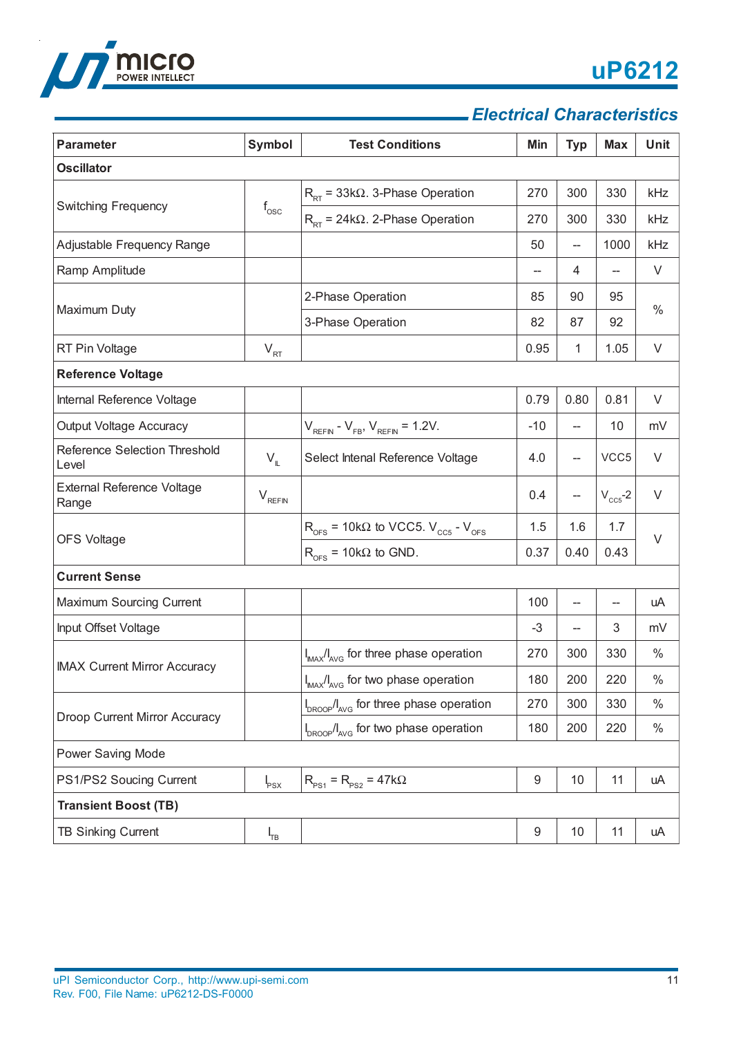## Electrical Characteristics

| Parameter | Symbol | Test Conditions | Min | Typ | Max | Unit |
|---|---|---|---|---|---|---|
| **Oscillator** | | | | | | |
| Switching Frequency | $f_{OSC}$ | $R_{RT}$ = 33kΩ. 3-Phase Operation | 270 | 300 | 330 | kHz |
| | | $R_{RT}$ = 24kΩ. 2-Phase Operation | 270 | 300 | 330 | kHz |
| Adjustable Frequency Range | | | 50 | -- | 1000 | kHz |
| Ramp Amplitude | | | -- | 4 | -- | V |
| Maximum Duty | | 2-Phase Operation | 85 | 90 | 95 | % |
| | | 3-Phase Operation | 82 | 87 | 92 | |
| RT Pin Voltage | $V_{RT}$ | | 0.95 | 1 | 1.05 | V |
| **Reference Voltage** | | | | | | |
| Internal Reference Voltage | | | 0.79 | 0.80 | 0.81 | V |
| Output Voltage Accuracy | | $V_{REFIN}$ - $V_{FB}$, $V_{REFIN}$ = 1.2V. | -10 | -- | 10 | mV |
| Reference Selection Threshold Level | $V_{IL}$ | Select Intenal Reference Voltage | 4.0 | -- | VCC5 | V |
| External Reference Voltage Range | $V_{REFIN}$ | | 0.4 | -- | $V_{CC5}$-2 | V |
| OFS Voltage | | $R_{OFS}$ = 10kΩ to VCC5. $V_{CC5}$ - $V_{OFS}$ | 1.5 | 1.6 | 1.7 | V |
| | | $R_{OFS}$ = 10kΩ to GND. | 0.37 | 0.40 | 0.43 | |
| **Current Sense** | | | | | | |
| Maximum Sourcing Current | | | 100 | -- | -- | uA |
| Input Offset Voltage | | | -3 | -- | 3 | mV |
| IMAX Current Mirror Accuracy | | $I_{MAX}/I_{AVG}$ for three phase operation | 270 | 300 | 330 | % |
| | | $I_{MAX}/I_{AVG}$ for two phase operation | 180 | 200 | 220 | % |
| Droop Current Mirror Accuracy | | $I_{DROOP}/I_{AVG}$ for three phase operation | 270 | 300 | 330 | % |
| | | $I_{DROOP}/I_{AVG}$ for two phase operation | 180 | 200 | 220 | % |
| Power Saving Mode | | | | | | |
| PS1/PS2 Soucing Current | $I_{PSX}$ | $R_{PS1}$ = $R_{PS2}$ = 47kΩ | 9 | 10 | 11 | uA |
| **Transient Boost (TB)** | | | | | | |
| TB Sinking Current | $I_{TB}$ | | 9 | 10 | 11 | uA |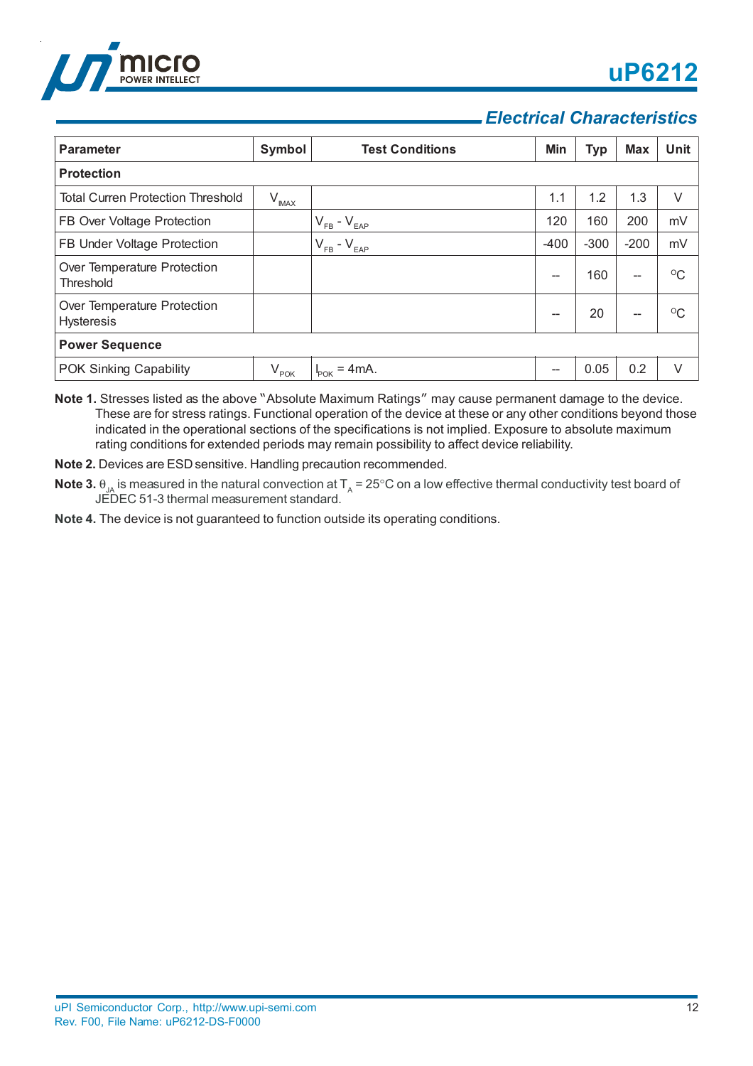## Electrical Characteristics

| Parameter | Symbol | Test Conditions | Min | Typ | Max | Unit |
|---|---|---|---|---|---|---|
| **Protection** | | | | | | |
| Total Curren Protection Threshold | $V_{IMAX}$ | | 1.1 | 1.2 | 1.3 | V |
| FB Over Voltage Protection | | $V_{FB}$ - $V_{EAP}$ | 120 | 160 | 200 | mV |
| FB Under Voltage Protection | | $V_{FB}$ - $V_{EAP}$ | -400 | -300 | -200 | mV |
| Over Temperature Protection Threshold | | | -- | 160 | -- | $^oC$ |
| Over Temperature Protection Hysteresis | | | -- | 20 | -- | $^oC$ |
| **Power Sequence** | | | | | | |
| POK Sinking Capability | $V_{POK}$ | $I_{POK}$ = 4mA. | -- | 0.05 | 0.2 | V |

**Note 1.** Stresses listed as the above "Absolute Maximum Ratings" may cause permanent damage to the device. These are for stress ratings. Functional operation of the device at these or any other conditions beyond those indicated in the operational sections of the specifications is not implied. Exposure to absolute maximum rating conditions for extended periods may remain possibility to affect device reliability.

**Note 2.** Devices are ESD sensitive. Handling precaution recommended.

**Note 3.** $\theta_{JA}$ is measured in the natural convection at $T_A$ = 25°C on a low effective thermal conductivity test board of JEDEC 51-3 thermal measurement standard.

**Note 4.** The device is not guaranteed to function outside its operating conditions.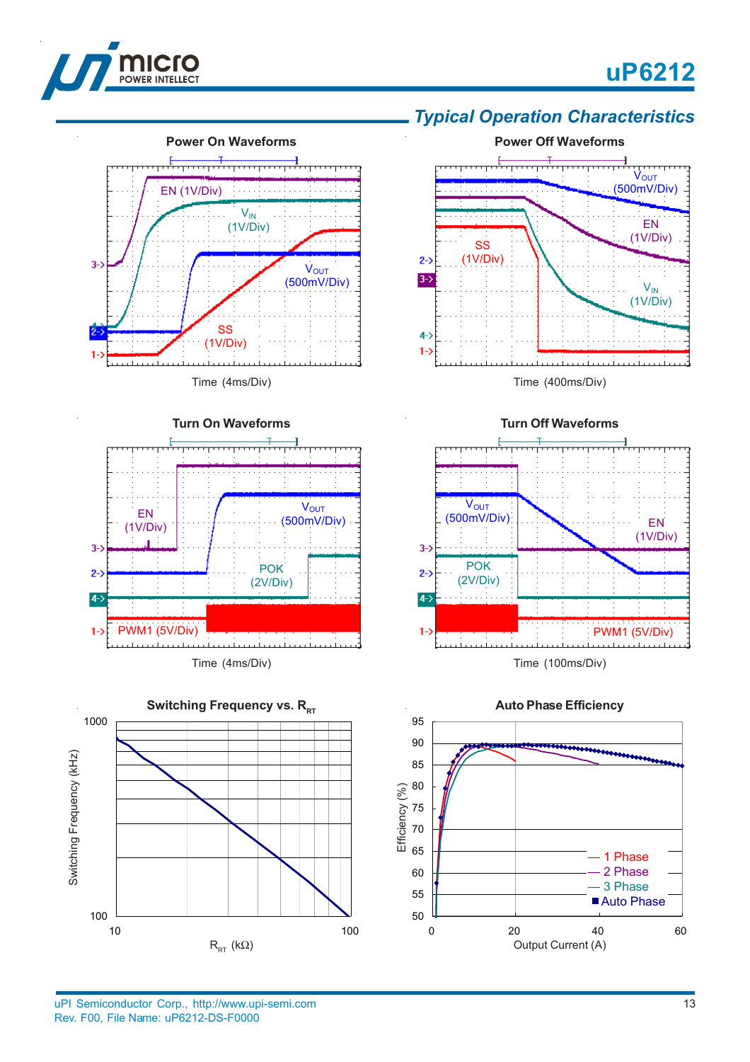## Typical Operation Characteristics

**Power On Waveforms**

EN (1V/Div)

$V_{IN}$ (1V/Div)

$V_{OUT}$ (500mV/Div)

SS (1V/Div)

Time (4ms/Div)

**Power Off Waveforms**

$V_{OUT}$ (500mV/Div)

EN (1V/Div)

SS (1V/Div)

$V_{IN}$ (1V/Div)

Time (400ms/Div)

**Turn On Waveforms**

EN (1V/Div)

$V_{OUT}$ (500mV/Div)

POK (2V/Div)

PWM1 (5V/Div)

Time (4ms/Div)

**Turn Off Waveforms**

$V_{OUT}$ (500mV/Div)

EN (1V/Div)

POK (2V/Div)

PWM1 (5V/Div)

Time (100ms/Div)

**Switching Frequency vs. $R_{RT}$**

Switching Frequency (kHz)

$R_{RT}$ (kΩ)

**Auto Phase Efficiency**

Efficiency (%)

Output Current (A)

— 1 Phase
— 2 Phase
— 3 Phase
■ Auto Phase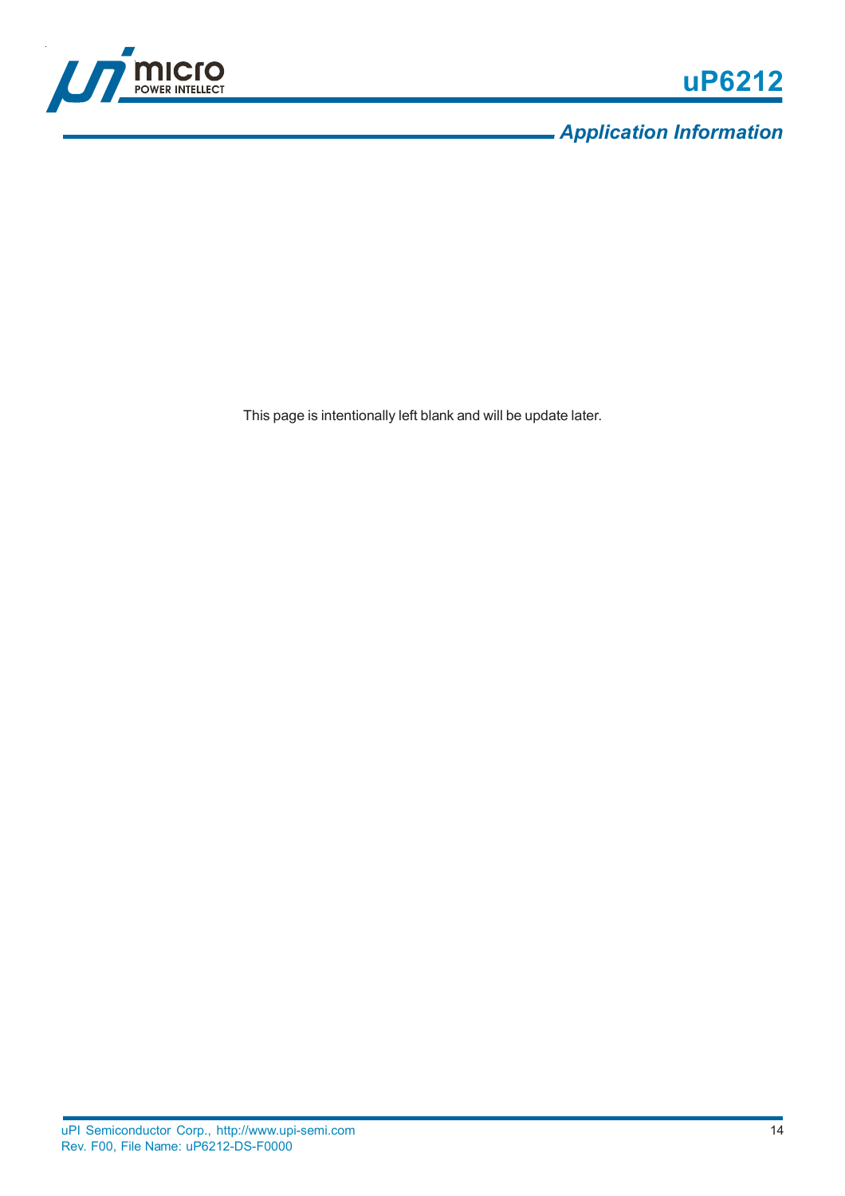## Application Information

This page is intentionally left blank and will be update later.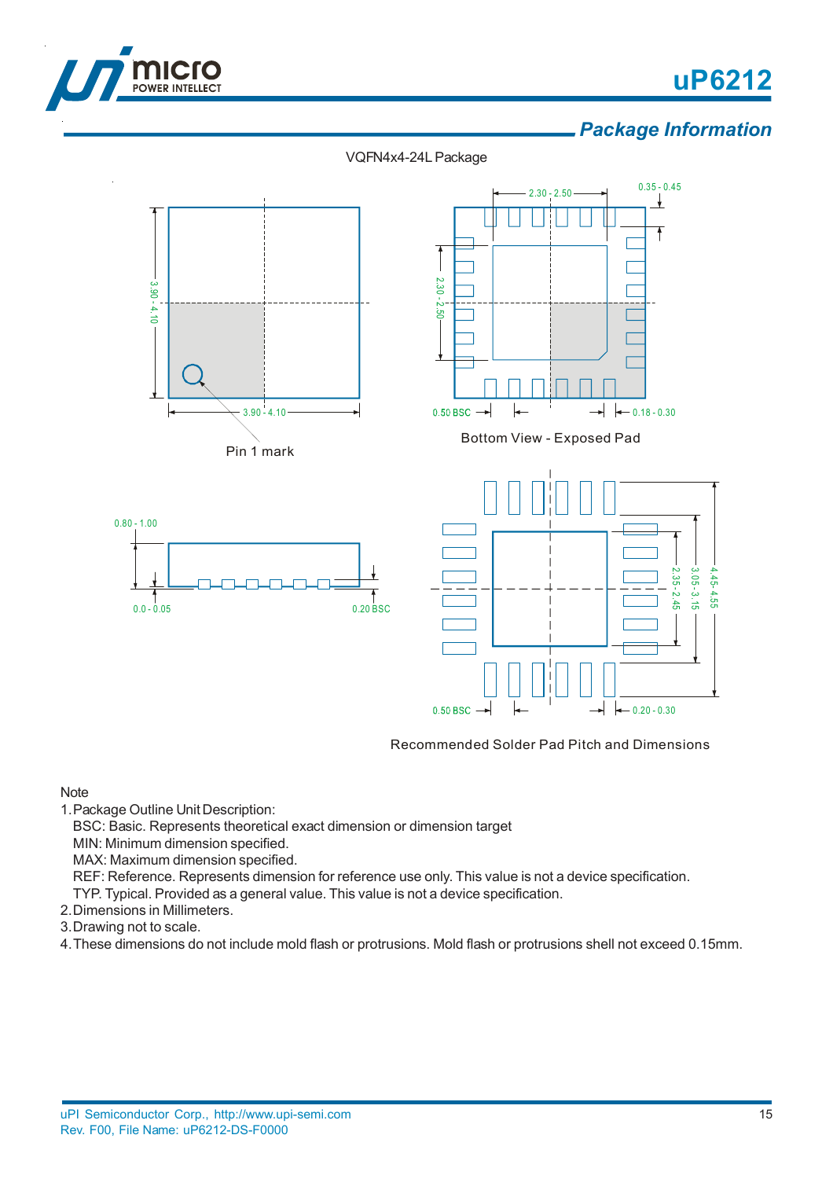## Package Information

VQFN4x4-24L Package

3.90 - 4.10

3.90 - 4.10

Pin 1 mark

2.30 - 2.50

0.35 - 0.45

2.30 - 2.50

0.50 BSC

0.18 - 0.30

Bottom View - Exposed Pad

0.80 - 1.00

0.0 - 0.05

0.20 BSC

2.35 - 2.45

3.05 - 3.15

4.45 - 4.55

0.50 BSC

0.20 - 0.30

Recommended Solder Pad Pitch and Dimensions

Note

1. Package Outline Unit Description:
   BSC: Basic. Represents theoretical exact dimension or dimension target
   MIN: Minimum dimension specified.
   MAX: Maximum dimension specified.
   REF: Reference. Represents dimension for reference use only. This value is not a device specification.
   TYP. Typical. Provided as a general value. This value is not a device specification.
2. Dimensions in Millimeters.
3. Drawing not to scale.
4. These dimensions do not include mold flash or protrusions. Mold flash or protrusions shell not exceed 0.15mm.

uPI Semiconductor Corp., http://www.upi-semi.com
Rev. F00, File Name: uP6212-DS-F0000